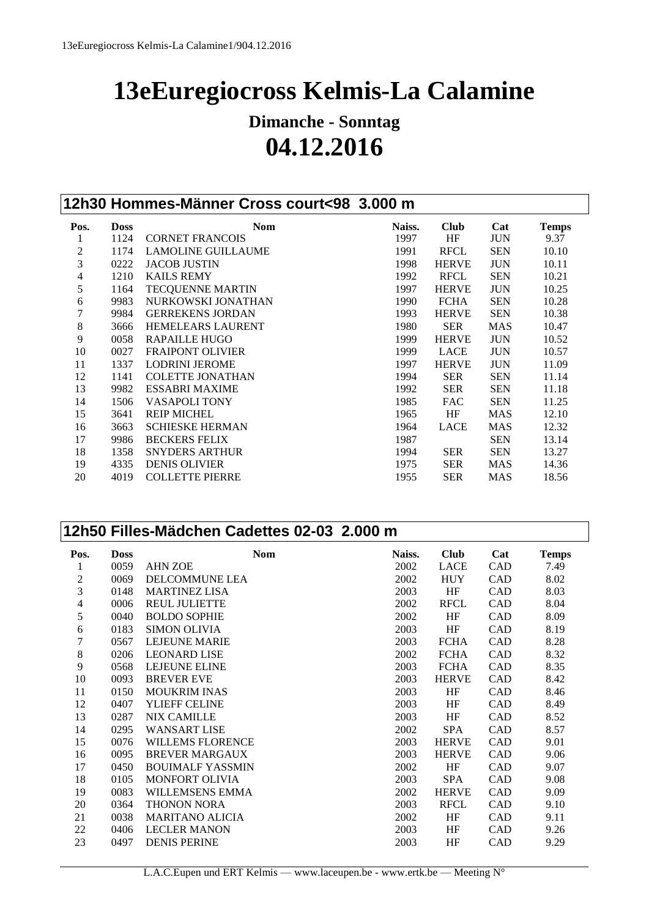# 13eEuregiocross Kelmis-La Calamine

## Dimanche - Sonntag

## 04.12.2016

### 12h30 Hommes-Männer Cross court<98 3.000 m

| Pos. | Doss | Nom | Naiss. | Club | Cat | Temps |
|---|---|---|---|---|---|---|
| 1 | 1124 | CORNET FRANCOIS | 1997 | HF | JUN | 9.37 |
| 2 | 1174 | LAMOLINE GUILLAUME | 1991 | RFCL | SEN | 10.10 |
| 3 | 0222 | JACOB JUSTIN | 1998 | HERVE | JUN | 10.11 |
| 4 | 1210 | KAILS REMY | 1992 | RFCL | SEN | 10.21 |
| 5 | 1164 | TECQUENNE MARTIN | 1997 | HERVE | JUN | 10.25 |
| 6 | 9983 | NURKOWSKI JONATHAN | 1990 | FCHA | SEN | 10.28 |
| 7 | 9984 | GERREKENS JORDAN | 1993 | HERVE | SEN | 10.38 |
| 8 | 3666 | HEMELEARS LAURENT | 1980 | SER | MAS | 10.47 |
| 9 | 0058 | RAPAILLE HUGO | 1999 | HERVE | JUN | 10.52 |
| 10 | 0027 | FRAIPONT OLIVIER | 1999 | LACE | JUN | 10.57 |
| 11 | 1337 | LODRINI JEROME | 1997 | HERVE | JUN | 11.09 |
| 12 | 1141 | COLETTE JONATHAN | 1994 | SER | SEN | 11.14 |
| 13 | 9982 | ESSABRI MAXIME | 1992 | SER | SEN | 11.18 |
| 14 | 1506 | VASAPOLI TONY | 1985 | FAC | SEN | 11.25 |
| 15 | 3641 | REIP MICHEL | 1965 | HF | MAS | 12.10 |
| 16 | 3663 | SCHIESKE HERMAN | 1964 | LACE | MAS | 12.32 |
| 17 | 9986 | BECKERS FELIX | 1987 | | SEN | 13.14 |
| 18 | 1358 | SNYDERS ARTHUR | 1994 | SER | SEN | 13.27 |
| 19 | 4335 | DENIS OLIVIER | 1975 | SER | MAS | 14.36 |
| 20 | 4019 | COLLETTE PIERRE | 1955 | SER | MAS | 18.56 |

### 12h50 Filles-Mädchen Cadettes 02-03 2.000 m

| Pos. | Doss | Nom | Naiss. | Club | Cat | Temps |
|---|---|---|---|---|---|---|
| 1 | 0059 | AHN ZOE | 2002 | LACE | CAD | 7.49 |
| 2 | 0069 | DELCOMMUNE LEA | 2002 | HUY | CAD | 8.02 |
| 3 | 0148 | MARTINEZ LISA | 2003 | HF | CAD | 8.03 |
| 4 | 0006 | REUL JULIETTE | 2002 | RFCL | CAD | 8.04 |
| 5 | 0040 | BOLDO SOPHIE | 2002 | HF | CAD | 8.09 |
| 6 | 0183 | SIMON OLIVIA | 2003 | HF | CAD | 8.19 |
| 7 | 0567 | LEJEUNE MARIE | 2003 | FCHA | CAD | 8.28 |
| 8 | 0206 | LEONARD LISE | 2002 | FCHA | CAD | 8.32 |
| 9 | 0568 | LEJEUNE ELINE | 2003 | FCHA | CAD | 8.35 |
| 10 | 0093 | BREVER EVE | 2003 | HERVE | CAD | 8.42 |
| 11 | 0150 | MOUKRIM INAS | 2003 | HF | CAD | 8.46 |
| 12 | 0407 | YLIEFF CELINE | 2003 | HF | CAD | 8.49 |
| 13 | 0287 | NIX CAMILLE | 2003 | HF | CAD | 8.52 |
| 14 | 0295 | WANSART LISE | 2002 | SPA | CAD | 8.57 |
| 15 | 0076 | WILLEMS FLORENCE | 2003 | HERVE | CAD | 9.01 |
| 16 | 0095 | BREVER MARGAUX | 2003 | HERVE | CAD | 9.06 |
| 17 | 0450 | BOUIMALF YASSMIN | 2002 | HF | CAD | 9.07 |
| 18 | 0105 | MONFORT OLIVIA | 2003 | SPA | CAD | 9.08 |
| 19 | 0083 | WILLEMSENS EMMA | 2002 | HERVE | CAD | 9.09 |
| 20 | 0364 | THONON NORA | 2003 | RFCL | CAD | 9.10 |
| 21 | 0038 | MARITANO ALICIA | 2002 | HF | CAD | 9.11 |
| 22 | 0406 | LECLER MANON | 2003 | HF | CAD | 9.26 |
| 23 | 0497 | DENIS PERINE | 2003 | HF | CAD | 9.29 |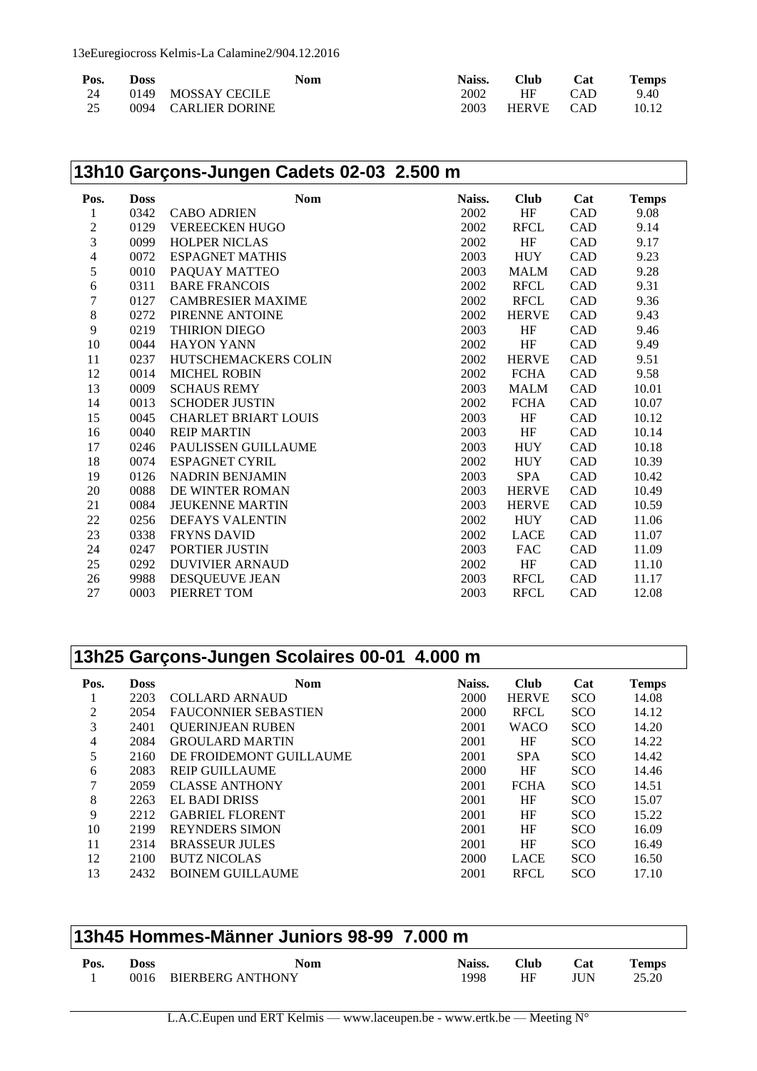| Pos. | Doss | Nom | Naiss. | Club | Cat | Temps |
|---|---|---|---|---|---|---|
| 24 | 0149 | MOSSAY CECILE | 2002 | HF | CAD | 9.40 |
| 25 | 0094 | CARLIER DORINE | 2003 | HERVE | CAD | 10.12 |

## 13h10 Garçons-Jungen Cadets 02-03 2.500 m

| Pos. | Doss | Nom | Naiss. | Club | Cat | Temps |
|---|---|---|---|---|---|---|
| 1 | 0342 | CABO ADRIEN | 2002 | HF | CAD | 9.08 |
| 2 | 0129 | VEREECKEN HUGO | 2002 | RFCL | CAD | 9.14 |
| 3 | 0099 | HOLPER NICLAS | 2002 | HF | CAD | 9.17 |
| 4 | 0072 | ESPAGNET MATHIS | 2003 | HUY | CAD | 9.23 |
| 5 | 0010 | PAQUAY MATTEO | 2003 | MALM | CAD | 9.28 |
| 6 | 0311 | BARE FRANCOIS | 2002 | RFCL | CAD | 9.31 |
| 7 | 0127 | CAMBRESIER MAXIME | 2002 | RFCL | CAD | 9.36 |
| 8 | 0272 | PIRENNE ANTOINE | 2002 | HERVE | CAD | 9.43 |
| 9 | 0219 | THIRION DIEGO | 2003 | HF | CAD | 9.46 |
| 10 | 0044 | HAYON YANN | 2002 | HF | CAD | 9.49 |
| 11 | 0237 | HUTSCHEMACKERS COLIN | 2002 | HERVE | CAD | 9.51 |
| 12 | 0014 | MICHEL ROBIN | 2002 | FCHA | CAD | 9.58 |
| 13 | 0009 | SCHAUS REMY | 2003 | MALM | CAD | 10.01 |
| 14 | 0013 | SCHODER JUSTIN | 2002 | FCHA | CAD | 10.07 |
| 15 | 0045 | CHARLET BRIART LOUIS | 2003 | HF | CAD | 10.12 |
| 16 | 0040 | REIP MARTIN | 2003 | HF | CAD | 10.14 |
| 17 | 0246 | PAULISSEN GUILLAUME | 2003 | HUY | CAD | 10.18 |
| 18 | 0074 | ESPAGNET CYRIL | 2002 | HUY | CAD | 10.39 |
| 19 | 0126 | NADRIN BENJAMIN | 2003 | SPA | CAD | 10.42 |
| 20 | 0088 | DE WINTER ROMAN | 2003 | HERVE | CAD | 10.49 |
| 21 | 0084 | JEUKENNE MARTIN | 2003 | HERVE | CAD | 10.59 |
| 22 | 0256 | DEFAYS VALENTIN | 2002 | HUY | CAD | 11.06 |
| 23 | 0338 | FRYNS DAVID | 2002 | LACE | CAD | 11.07 |
| 24 | 0247 | PORTIER JUSTIN | 2003 | FAC | CAD | 11.09 |
| 25 | 0292 | DUVIVIER ARNAUD | 2002 | HF | CAD | 11.10 |
| 26 | 9988 | DESQUEUVE JEAN | 2003 | RFCL | CAD | 11.17 |
| 27 | 0003 | PIERRET TOM | 2003 | RFCL | CAD | 12.08 |

## 13h25 Garçons-Jungen Scolaires 00-01 4.000 m

| Pos. | Doss | Nom | Naiss. | Club | Cat | Temps |
|---|---|---|---|---|---|---|
| 1 | 2203 | COLLARD ARNAUD | 2000 | HERVE | SCO | 14.08 |
| 2 | 2054 | FAUCONNIER SEBASTIEN | 2000 | RFCL | SCO | 14.12 |
| 3 | 2401 | QUERINJEAN RUBEN | 2001 | WACO | SCO | 14.20 |
| 4 | 2084 | GROULARD MARTIN | 2001 | HF | SCO | 14.22 |
| 5 | 2160 | DE FROIDEMONT GUILLAUME | 2001 | SPA | SCO | 14.42 |
| 6 | 2083 | REIP GUILLAUME | 2000 | HF | SCO | 14.46 |
| 7 | 2059 | CLASSE ANTHONY | 2001 | FCHA | SCO | 14.51 |
| 8 | 2263 | EL BADI DRISS | 2001 | HF | SCO | 15.07 |
| 9 | 2212 | GABRIEL FLORENT | 2001 | HF | SCO | 15.22 |
| 10 | 2199 | REYNDERS SIMON | 2001 | HF | SCO | 16.09 |
| 11 | 2314 | BRASSEUR JULES | 2001 | HF | SCO | 16.49 |
| 12 | 2100 | BUTZ NICOLAS | 2000 | LACE | SCO | 16.50 |
| 13 | 2432 | BOINEM GUILLAUME | 2001 | RFCL | SCO | 17.10 |

## 13h45 Hommes-Männer Juniors 98-99 7.000 m

| Pos. | Doss | Nom | Naiss. | Club | Cat | Temps |
|---|---|---|---|---|---|---|
| 1 | 0016 | BIERBERG ANTHONY | 1998 | HF | JUN | 25.20 |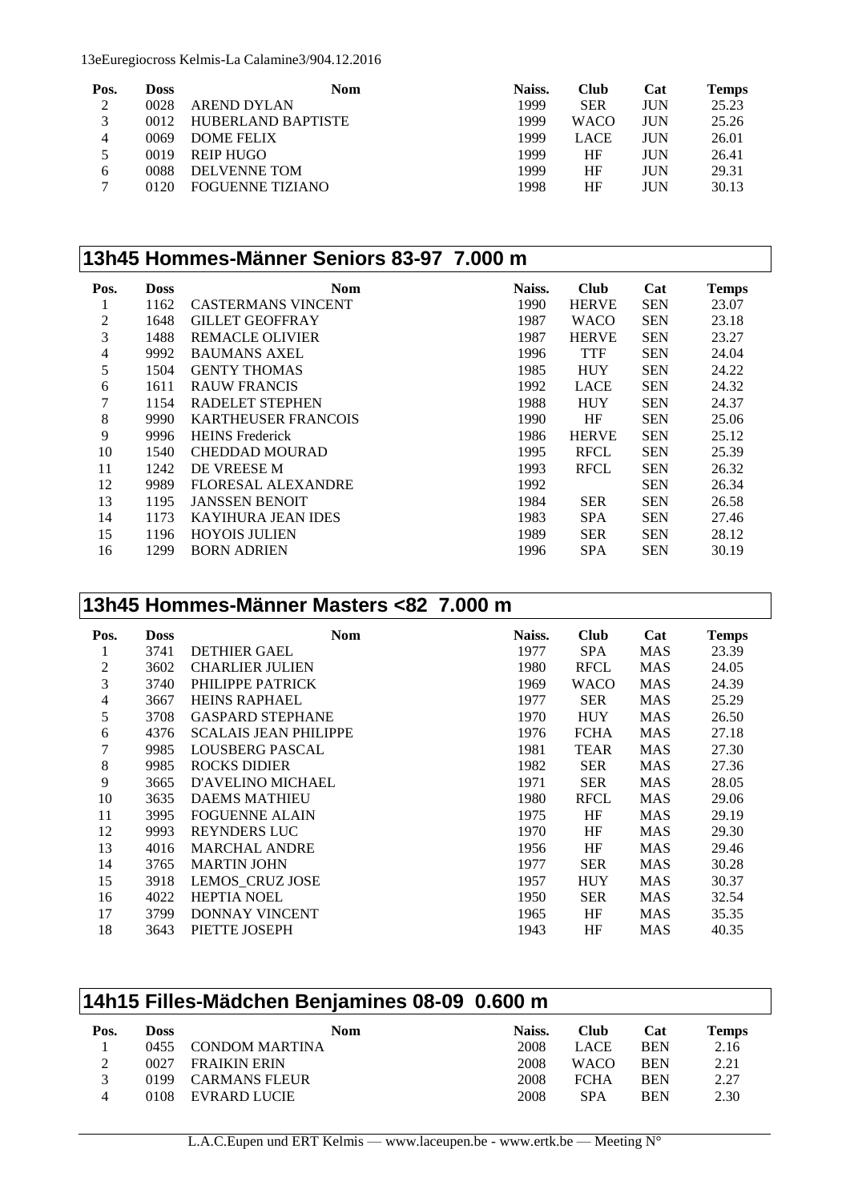| Pos. | Doss | Nom | Naiss. | Club | Cat | Temps |
|---|---|---|---|---|---|---|
| 2 | 0028 | AREND DYLAN | 1999 | SER | JUN | 25.23 |
| 3 | 0012 | HUBERLAND BAPTISTE | 1999 | WACO | JUN | 25.26 |
| 4 | 0069 | DOME FELIX | 1999 | LACE | JUN | 26.01 |
| 5 | 0019 | REIP HUGO | 1999 | HF | JUN | 26.41 |
| 6 | 0088 | DELVENNE TOM | 1999 | HF | JUN | 29.31 |
| 7 | 0120 | FOGUENNE TIZIANO | 1998 | HF | JUN | 30.13 |

## 13h45 Hommes-Männer Seniors 83-97 7.000 m

| Pos. | Doss | Nom | Naiss. | Club | Cat | Temps |
|---|---|---|---|---|---|---|
| 1 | 1162 | CASTERMANS VINCENT | 1990 | HERVE | SEN | 23.07 |
| 2 | 1648 | GILLET GEOFFRAY | 1987 | WACO | SEN | 23.18 |
| 3 | 1488 | REMACLE OLIVIER | 1987 | HERVE | SEN | 23.27 |
| 4 | 9992 | BAUMANS AXEL | 1996 | TTF | SEN | 24.04 |
| 5 | 1504 | GENTY THOMAS | 1985 | HUY | SEN | 24.22 |
| 6 | 1611 | RAUW FRANCIS | 1992 | LACE | SEN | 24.32 |
| 7 | 1154 | RADELET STEPHEN | 1988 | HUY | SEN | 24.37 |
| 8 | 9990 | KARTHEUSER FRANCOIS | 1990 | HF | SEN | 25.06 |
| 9 | 9996 | HEINS Frederick | 1986 | HERVE | SEN | 25.12 |
| 10 | 1540 | CHEDDAD MOURAD | 1995 | RFCL | SEN | 25.39 |
| 11 | 1242 | DE VREESE M | 1993 | RFCL | SEN | 26.32 |
| 12 | 9989 | FLORESAL ALEXANDRE | 1992 | | SEN | 26.34 |
| 13 | 1195 | JANSSEN BENOIT | 1984 | SER | SEN | 26.58 |
| 14 | 1173 | KAYIHURA JEAN IDES | 1983 | SPA | SEN | 27.46 |
| 15 | 1196 | HOYOIS JULIEN | 1989 | SER | SEN | 28.12 |
| 16 | 1299 | BORN ADRIEN | 1996 | SPA | SEN | 30.19 |

## 13h45 Hommes-Männer Masters <82 7.000 m

| Pos. | Doss | Nom | Naiss. | Club | Cat | Temps |
|---|---|---|---|---|---|---|
| 1 | 3741 | DETHIER GAEL | 1977 | SPA | MAS | 23.39 |
| 2 | 3602 | CHARLIER JULIEN | 1980 | RFCL | MAS | 24.05 |
| 3 | 3740 | PHILIPPE PATRICK | 1969 | WACO | MAS | 24.39 |
| 4 | 3667 | HEINS RAPHAEL | 1977 | SER | MAS | 25.29 |
| 5 | 3708 | GASPARD STEPHANE | 1970 | HUY | MAS | 26.50 |
| 6 | 4376 | SCALAIS JEAN PHILIPPE | 1976 | FCHA | MAS | 27.18 |
| 7 | 9985 | LOUSBERG PASCAL | 1981 | TEAR | MAS | 27.30 |
| 8 | 9985 | ROCKS DIDIER | 1982 | SER | MAS | 27.36 |
| 9 | 3665 | D'AVELINO MICHAEL | 1971 | SER | MAS | 28.05 |
| 10 | 3635 | DAEMS MATHIEU | 1980 | RFCL | MAS | 29.06 |
| 11 | 3995 | FOGUENNE ALAIN | 1975 | HF | MAS | 29.19 |
| 12 | 9993 | REYNDERS LUC | 1970 | HF | MAS | 29.30 |
| 13 | 4016 | MARCHAL ANDRE | 1956 | HF | MAS | 29.46 |
| 14 | 3765 | MARTIN JOHN | 1977 | SER | MAS | 30.28 |
| 15 | 3918 | LEMOS_CRUZ JOSE | 1957 | HUY | MAS | 30.37 |
| 16 | 4022 | HEPTIA NOEL | 1950 | SER | MAS | 32.54 |
| 17 | 3799 | DONNAY VINCENT | 1965 | HF | MAS | 35.35 |
| 18 | 3643 | PIETTE JOSEPH | 1943 | HF | MAS | 40.35 |

## 14h15 Filles-Mädchen Benjamines 08-09 0.600 m

| Pos. | Doss | Nom | Naiss. | Club | Cat | Temps |
|---|---|---|---|---|---|---|
| 1 | 0455 | CONDOM MARTINA | 2008 | LACE | BEN | 2.16 |
| 2 | 0027 | FRAIKIN ERIN | 2008 | WACO | BEN | 2.21 |
| 3 | 0199 | CARMANS FLEUR | 2008 | FCHA | BEN | 2.27 |
| 4 | 0108 | EVRARD LUCIE | 2008 | SPA | BEN | 2.30 |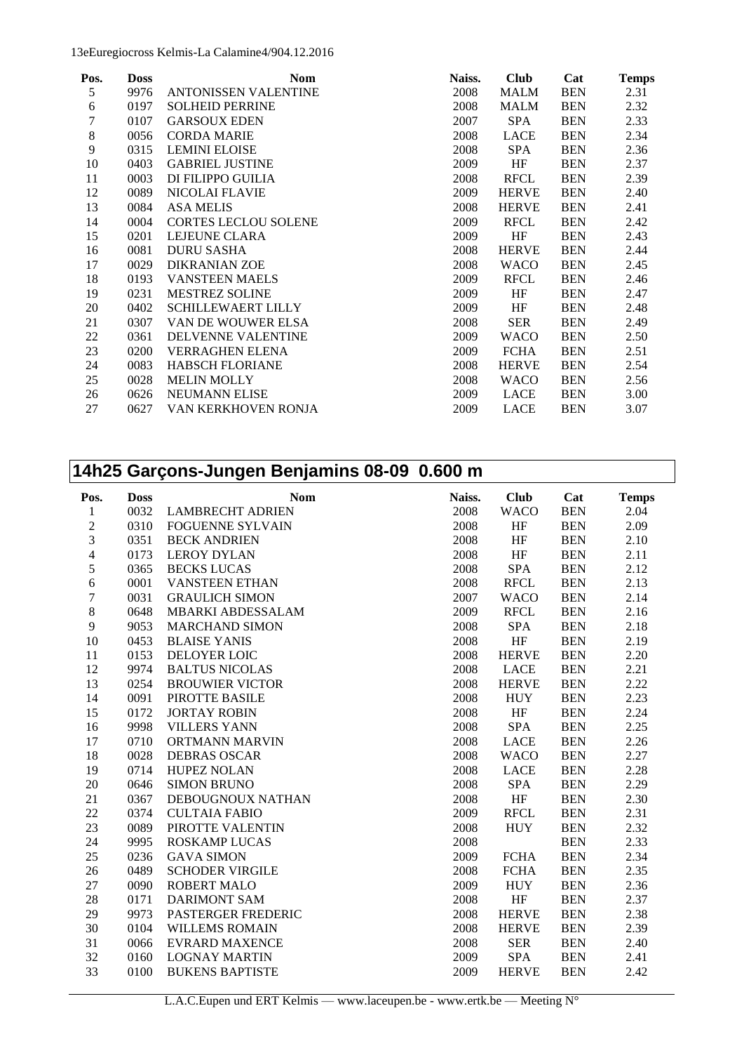| Pos. | Doss | Nom | Naiss. | Club | Cat | Temps |
|---|---|---|---|---|---|---|
| 5 | 9976 | ANTONISSEN VALENTINE | 2008 | MALM | BEN | 2.31 |
| 6 | 0197 | SOLHEID PERRINE | 2008 | MALM | BEN | 2.32 |
| 7 | 0107 | GARSOUX EDEN | 2007 | SPA | BEN | 2.33 |
| 8 | 0056 | CORDA MARIE | 2008 | LACE | BEN | 2.34 |
| 9 | 0315 | LEMINI ELOISE | 2008 | SPA | BEN | 2.36 |
| 10 | 0403 | GABRIEL JUSTINE | 2009 | HF | BEN | 2.37 |
| 11 | 0003 | DI FILIPPO GUILIA | 2008 | RFCL | BEN | 2.39 |
| 12 | 0089 | NICOLAI FLAVIE | 2009 | HERVE | BEN | 2.40 |
| 13 | 0084 | ASA MELIS | 2008 | HERVE | BEN | 2.41 |
| 14 | 0004 | CORTES LECLOU SOLENE | 2009 | RFCL | BEN | 2.42 |
| 15 | 0201 | LEJEUNE CLARA | 2009 | HF | BEN | 2.43 |
| 16 | 0081 | DURU SASHA | 2008 | HERVE | BEN | 2.44 |
| 17 | 0029 | DIKRANIAN ZOE | 2008 | WACO | BEN | 2.45 |
| 18 | 0193 | VANSTEEN MAELS | 2009 | RFCL | BEN | 2.46 |
| 19 | 0231 | MESTREZ SOLINE | 2009 | HF | BEN | 2.47 |
| 20 | 0402 | SCHILLEWAERT LILLY | 2009 | HF | BEN | 2.48 |
| 21 | 0307 | VAN DE WOUWER ELSA | 2008 | SER | BEN | 2.49 |
| 22 | 0361 | DELVENNE VALENTINE | 2009 | WACO | BEN | 2.50 |
| 23 | 0200 | VERRAGHEN ELENA | 2009 | FCHA | BEN | 2.51 |
| 24 | 0083 | HABSCH FLORIANE | 2008 | HERVE | BEN | 2.54 |
| 25 | 0028 | MELIN MOLLY | 2008 | WACO | BEN | 2.56 |
| 26 | 0626 | NEUMANN ELISE | 2009 | LACE | BEN | 3.00 |
| 27 | 0627 | VAN KERKHOVEN RONJA | 2009 | LACE | BEN | 3.07 |

## 14h25 Garçons-Jungen Benjamins 08-09 0.600 m

| Pos. | Doss | Nom | Naiss. | Club | Cat | Temps |
|---|---|---|---|---|---|---|
| 1 | 0032 | LAMBRECHT ADRIEN | 2008 | WACO | BEN | 2.04 |
| 2 | 0310 | FOGUENNE SYLVAIN | 2008 | HF | BEN | 2.09 |
| 3 | 0351 | BECK ANDRIEN | 2008 | HF | BEN | 2.10 |
| 4 | 0173 | LEROY DYLAN | 2008 | HF | BEN | 2.11 |
| 5 | 0365 | BECKS LUCAS | 2008 | SPA | BEN | 2.12 |
| 6 | 0001 | VANSTEEN ETHAN | 2008 | RFCL | BEN | 2.13 |
| 7 | 0031 | GRAULICH SIMON | 2007 | WACO | BEN | 2.14 |
| 8 | 0648 | MBARKI ABDESSALAM | 2009 | RFCL | BEN | 2.16 |
| 9 | 9053 | MARCHAND SIMON | 2008 | SPA | BEN | 2.18 |
| 10 | 0453 | BLAISE YANIS | 2008 | HF | BEN | 2.19 |
| 11 | 0153 | DELOYER LOIC | 2008 | HERVE | BEN | 2.20 |
| 12 | 9974 | BALTUS NICOLAS | 2008 | LACE | BEN | 2.21 |
| 13 | 0254 | BROUWIER VICTOR | 2008 | HERVE | BEN | 2.22 |
| 14 | 0091 | PIROTTE BASILE | 2008 | HUY | BEN | 2.23 |
| 15 | 0172 | JORTAY ROBIN | 2008 | HF | BEN | 2.24 |
| 16 | 9998 | VILLERS YANN | 2008 | SPA | BEN | 2.25 |
| 17 | 0710 | ORTMANN MARVIN | 2008 | LACE | BEN | 2.26 |
| 18 | 0028 | DEBRAS OSCAR | 2008 | WACO | BEN | 2.27 |
| 19 | 0714 | HUPEZ NOLAN | 2008 | LACE | BEN | 2.28 |
| 20 | 0646 | SIMON BRUNO | 2008 | SPA | BEN | 2.29 |
| 21 | 0367 | DEBOUGNOUX NATHAN | 2008 | HF | BEN | 2.30 |
| 22 | 0374 | CULTAIA FABIO | 2009 | RFCL | BEN | 2.31 |
| 23 | 0089 | PIROTTE VALENTIN | 2008 | HUY | BEN | 2.32 |
| 24 | 9995 | ROSKAMP LUCAS | 2008 | | BEN | 2.33 |
| 25 | 0236 | GAVA SIMON | 2009 | FCHA | BEN | 2.34 |
| 26 | 0489 | SCHODER VIRGILE | 2008 | FCHA | BEN | 2.35 |
| 27 | 0090 | ROBERT MALO | 2009 | HUY | BEN | 2.36 |
| 28 | 0171 | DARIMONT SAM | 2008 | HF | BEN | 2.37 |
| 29 | 9973 | PASTERGER FREDERIC | 2008 | HERVE | BEN | 2.38 |
| 30 | 0104 | WILLEMS ROMAIN | 2008 | HERVE | BEN | 2.39 |
| 31 | 0066 | EVRARD MAXENCE | 2008 | SER | BEN | 2.40 |
| 32 | 0160 | LOGNAY MARTIN | 2009 | SPA | BEN | 2.41 |
| 33 | 0100 | BUKENS BAPTISTE | 2009 | HERVE | BEN | 2.42 |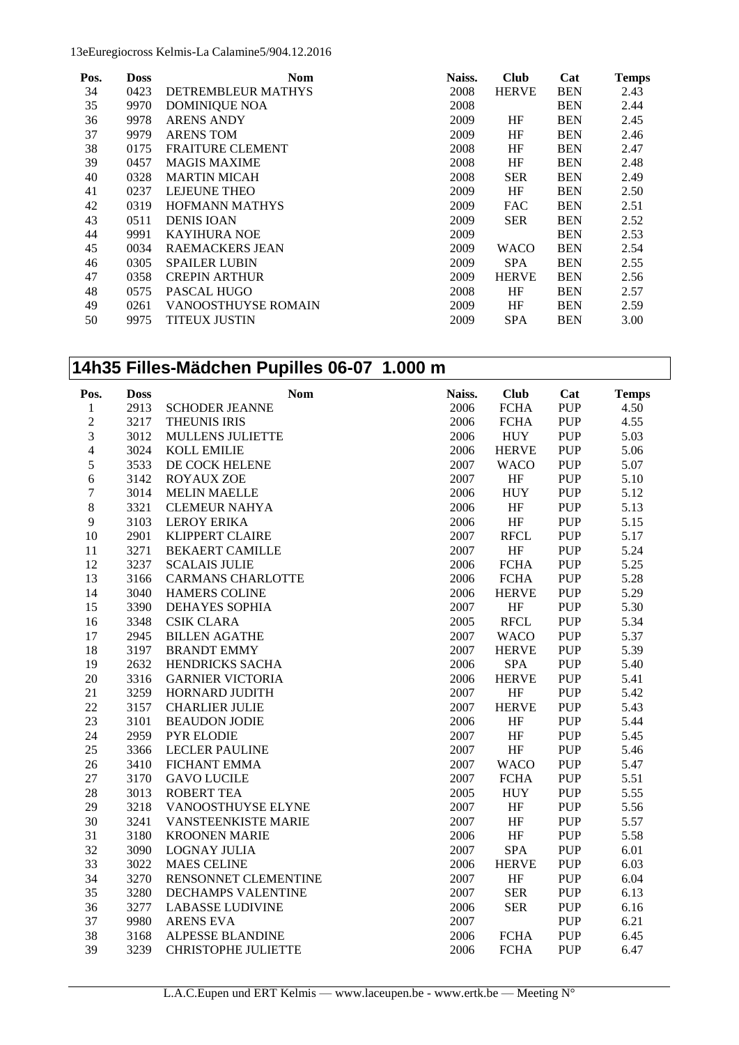| Pos. | Doss | Nom | Naiss. | Club | Cat | Temps |
|---|---|---|---|---|---|---|
| 34 | 0423 | DETREMBLEUR MATHYS | 2008 | HERVE | BEN | 2.43 |
| 35 | 9970 | DOMINIQUE NOA | 2008 | | BEN | 2.44 |
| 36 | 9978 | ARENS ANDY | 2009 | HF | BEN | 2.45 |
| 37 | 9979 | ARENS TOM | 2009 | HF | BEN | 2.46 |
| 38 | 0175 | FRAITURE CLEMENT | 2008 | HF | BEN | 2.47 |
| 39 | 0457 | MAGIS MAXIME | 2008 | HF | BEN | 2.48 |
| 40 | 0328 | MARTIN MICAH | 2008 | SER | BEN | 2.49 |
| 41 | 0237 | LEJEUNE THEO | 2009 | HF | BEN | 2.50 |
| 42 | 0319 | HOFMANN MATHYS | 2009 | FAC | BEN | 2.51 |
| 43 | 0511 | DENIS IOAN | 2009 | SER | BEN | 2.52 |
| 44 | 9991 | KAYIHURA NOE | 2009 | | BEN | 2.53 |
| 45 | 0034 | RAEMACKERS JEAN | 2009 | WACO | BEN | 2.54 |
| 46 | 0305 | SPAILER LUBIN | 2009 | SPA | BEN | 2.55 |
| 47 | 0358 | CREPIN ARTHUR | 2009 | HERVE | BEN | 2.56 |
| 48 | 0575 | PASCAL HUGO | 2008 | HF | BEN | 2.57 |
| 49 | 0261 | VANOOSTHUYSE ROMAIN | 2009 | HF | BEN | 2.59 |
| 50 | 9975 | TITEUX JUSTIN | 2009 | SPA | BEN | 3.00 |

## 14h35 Filles-Mädchen Pupilles 06-07 1.000 m

| Pos. | Doss | Nom | Naiss. | Club | Cat | Temps |
|---|---|---|---|---|---|---|
| 1 | 2913 | SCHODER JEANNE | 2006 | FCHA | PUP | 4.50 |
| 2 | 3217 | THEUNIS IRIS | 2006 | FCHA | PUP | 4.55 |
| 3 | 3012 | MULLENS JULIETTE | 2006 | HUY | PUP | 5.03 |
| 4 | 3024 | KOLL EMILIE | 2006 | HERVE | PUP | 5.06 |
| 5 | 3533 | DE COCK HELENE | 2007 | WACO | PUP | 5.07 |
| 6 | 3142 | ROYAUX ZOE | 2007 | HF | PUP | 5.10 |
| 7 | 3014 | MELIN MAELLE | 2006 | HUY | PUP | 5.12 |
| 8 | 3321 | CLEMEUR NAHYA | 2006 | HF | PUP | 5.13 |
| 9 | 3103 | LEROY ERIKA | 2006 | HF | PUP | 5.15 |
| 10 | 2901 | KLIPPERT CLAIRE | 2007 | RFCL | PUP | 5.17 |
| 11 | 3271 | BEKAERT CAMILLE | 2007 | HF | PUP | 5.24 |
| 12 | 3237 | SCALAIS JULIE | 2006 | FCHA | PUP | 5.25 |
| 13 | 3166 | CARMANS CHARLOTTE | 2006 | FCHA | PUP | 5.28 |
| 14 | 3040 | HAMERS COLINE | 2006 | HERVE | PUP | 5.29 |
| 15 | 3390 | DEHAYES SOPHIA | 2007 | HF | PUP | 5.30 |
| 16 | 3348 | CSIK CLARA | 2005 | RFCL | PUP | 5.34 |
| 17 | 2945 | BILLEN AGATHE | 2007 | WACO | PUP | 5.37 |
| 18 | 3197 | BRANDT EMMY | 2007 | HERVE | PUP | 5.39 |
| 19 | 2632 | HENDRICKS SACHA | 2006 | SPA | PUP | 5.40 |
| 20 | 3316 | GARNIER VICTORIA | 2006 | HERVE | PUP | 5.41 |
| 21 | 3259 | HORNARD JUDITH | 2007 | HF | PUP | 5.42 |
| 22 | 3157 | CHARLIER JULIE | 2007 | HERVE | PUP | 5.43 |
| 23 | 3101 | BEAUDON JODIE | 2006 | HF | PUP | 5.44 |
| 24 | 2959 | PYR ELODIE | 2007 | HF | PUP | 5.45 |
| 25 | 3366 | LECLER PAULINE | 2007 | HF | PUP | 5.46 |
| 26 | 3410 | FICHANT EMMA | 2007 | WACO | PUP | 5.47 |
| 27 | 3170 | GAVO LUCILE | 2007 | FCHA | PUP | 5.51 |
| 28 | 3013 | ROBERT TEA | 2005 | HUY | PUP | 5.55 |
| 29 | 3218 | VANOOSTHUYSE ELYNE | 2007 | HF | PUP | 5.56 |
| 30 | 3241 | VANSTEENKISTE MARIE | 2007 | HF | PUP | 5.57 |
| 31 | 3180 | KROONEN MARIE | 2006 | HF | PUP | 5.58 |
| 32 | 3090 | LOGNAY JULIA | 2007 | SPA | PUP | 6.01 |
| 33 | 3022 | MAES CELINE | 2006 | HERVE | PUP | 6.03 |
| 34 | 3270 | RENSONNET CLEMENTINE | 2007 | HF | PUP | 6.04 |
| 35 | 3280 | DECHAMPS VALENTINE | 2007 | SER | PUP | 6.13 |
| 36 | 3277 | LABASSE LUDIVINE | 2006 | SER | PUP | 6.16 |
| 37 | 9980 | ARENS EVA | 2007 | | PUP | 6.21 |
| 38 | 3168 | ALPESSE BLANDINE | 2006 | FCHA | PUP | 6.45 |
| 39 | 3239 | CHRISTOPHE JULIETTE | 2006 | FCHA | PUP | 6.47 |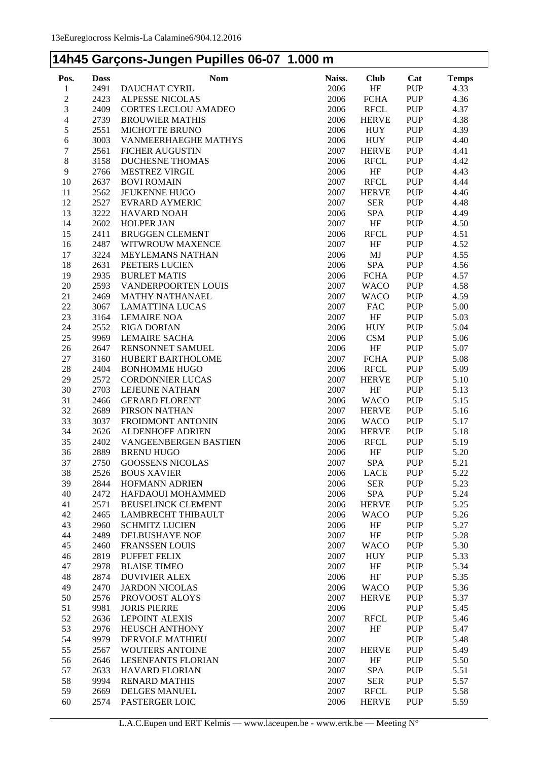## 14h45 Garçons-Jungen Pupilles 06-07 1.000 m

| Pos. | Doss | Nom | Naiss. | Club | Cat | Temps |
|---|---|---|---|---|---|---|
| 1 | 2491 | DAUCHAT CYRIL | 2006 | HF | PUP | 4.33 |
| 2 | 2423 | ALPESSE NICOLAS | 2006 | FCHA | PUP | 4.36 |
| 3 | 2409 | CORTES LECLOU AMADEO | 2006 | RFCL | PUP | 4.37 |
| 4 | 2739 | BROUWIER MATHIS | 2006 | HERVE | PUP | 4.38 |
| 5 | 2551 | MICHOTTE BRUNO | 2006 | HUY | PUP | 4.39 |
| 6 | 3003 | VANMEERHAEGHE MATHYS | 2006 | HUY | PUP | 4.40 |
| 7 | 2561 | FICHER AUGUSTIN | 2007 | HERVE | PUP | 4.41 |
| 8 | 3158 | DUCHESNE THOMAS | 2006 | RFCL | PUP | 4.42 |
| 9 | 2766 | MESTREZ VIRGIL | 2006 | HF | PUP | 4.43 |
| 10 | 2637 | BOVI ROMAIN | 2007 | RFCL | PUP | 4.44 |
| 11 | 2562 | JEUKENNE HUGO | 2007 | HERVE | PUP | 4.46 |
| 12 | 2527 | EVRARD AYMERIC | 2007 | SER | PUP | 4.48 |
| 13 | 3222 | HAVARD NOAH | 2006 | SPA | PUP | 4.49 |
| 14 | 2602 | HOLPER JAN | 2007 | HF | PUP | 4.50 |
| 15 | 2411 | BRUGGEN CLEMENT | 2006 | RFCL | PUP | 4.51 |
| 16 | 2487 | WITWROUW MAXENCE | 2007 | HF | PUP | 4.52 |
| 17 | 3224 | MEYLEMANS NATHAN | 2006 | MJ | PUP | 4.55 |
| 18 | 2631 | PEETERS LUCIEN | 2006 | SPA | PUP | 4.56 |
| 19 | 2935 | BURLET MATIS | 2006 | FCHA | PUP | 4.57 |
| 20 | 2593 | VANDERPOORTEN LOUIS | 2007 | WACO | PUP | 4.58 |
| 21 | 2469 | MATHY NATHANAEL | 2007 | WACO | PUP | 4.59 |
| 22 | 3067 | LAMATTINA LUCAS | 2007 | FAC | PUP | 5.00 |
| 23 | 3164 | LEMAIRE NOA | 2007 | HF | PUP | 5.03 |
| 24 | 2552 | RIGA DORIAN | 2006 | HUY | PUP | 5.04 |
| 25 | 9969 | LEMAIRE SACHA | 2006 | CSM | PUP | 5.06 |
| 26 | 2647 | RENSONNET SAMUEL | 2006 | HF | PUP | 5.07 |
| 27 | 3160 | HUBERT BARTHOLOME | 2007 | FCHA | PUP | 5.08 |
| 28 | 2404 | BONHOMME HUGO | 2006 | RFCL | PUP | 5.09 |
| 29 | 2572 | CORDONNIER LUCAS | 2007 | HERVE | PUP | 5.10 |
| 30 | 2703 | LEJEUNE NATHAN | 2007 | HF | PUP | 5.13 |
| 31 | 2466 | GERARD FLORENT | 2006 | WACO | PUP | 5.15 |
| 32 | 2689 | PIRSON NATHAN | 2007 | HERVE | PUP | 5.16 |
| 33 | 3037 | FROIDMONT ANTONIN | 2006 | WACO | PUP | 5.17 |
| 34 | 2626 | ALDENHOFF ADRIEN | 2006 | HERVE | PUP | 5.18 |
| 35 | 2402 | VANGEENBERGEN BASTIEN | 2006 | RFCL | PUP | 5.19 |
| 36 | 2889 | BRENU HUGO | 2006 | HF | PUP | 5.20 |
| 37 | 2750 | GOOSSENS NICOLAS | 2007 | SPA | PUP | 5.21 |
| 38 | 2526 | BOUS XAVIER | 2006 | LACE | PUP | 5.22 |
| 39 | 2844 | HOFMANN ADRIEN | 2006 | SER | PUP | 5.23 |
| 40 | 2472 | HAFDAOUI MOHAMMED | 2006 | SPA | PUP | 5.24 |
| 41 | 2571 | BEUSELINCK CLEMENT | 2006 | HERVE | PUP | 5.25 |
| 42 | 2465 | LAMBRECHT THIBAULT | 2006 | WACO | PUP | 5.26 |
| 43 | 2960 | SCHMITZ LUCIEN | 2006 | HF | PUP | 5.27 |
| 44 | 2489 | DELBUSHAYE NOE | 2007 | HF | PUP | 5.28 |
| 45 | 2460 | FRANSSEN LOUIS | 2007 | WACO | PUP | 5.30 |
| 46 | 2819 | PUFFET FELIX | 2007 | HUY | PUP | 5.33 |
| 47 | 2978 | BLAISE TIMEO | 2007 | HF | PUP | 5.34 |
| 48 | 2874 | DUVIVIER ALEX | 2006 | HF | PUP | 5.35 |
| 49 | 2470 | JARDON NICOLAS | 2006 | WACO | PUP | 5.36 |
| 50 | 2576 | PROVOOST ALOYS | 2007 | HERVE | PUP | 5.37 |
| 51 | 9981 | JORIS PIERRE | 2006 | | PUP | 5.45 |
| 52 | 2636 | LEPOINT ALEXIS | 2007 | RFCL | PUP | 5.46 |
| 53 | 2976 | HEUSCH ANTHONY | 2007 | HF | PUP | 5.47 |
| 54 | 9979 | DERVOLE MATHIEU | 2007 | | PUP | 5.48 |
| 55 | 2567 | WOUTERS ANTOINE | 2007 | HERVE | PUP | 5.49 |
| 56 | 2646 | LESENFANTS FLORIAN | 2007 | HF | PUP | 5.50 |
| 57 | 2633 | HAVARD FLORIAN | 2007 | SPA | PUP | 5.51 |
| 58 | 9994 | RENARD MATHIS | 2007 | SER | PUP | 5.57 |
| 59 | 2669 | DELGES MANUEL | 2007 | RFCL | PUP | 5.58 |
| 60 | 2574 | PASTERGER LOIC | 2006 | HERVE | PUP | 5.59 |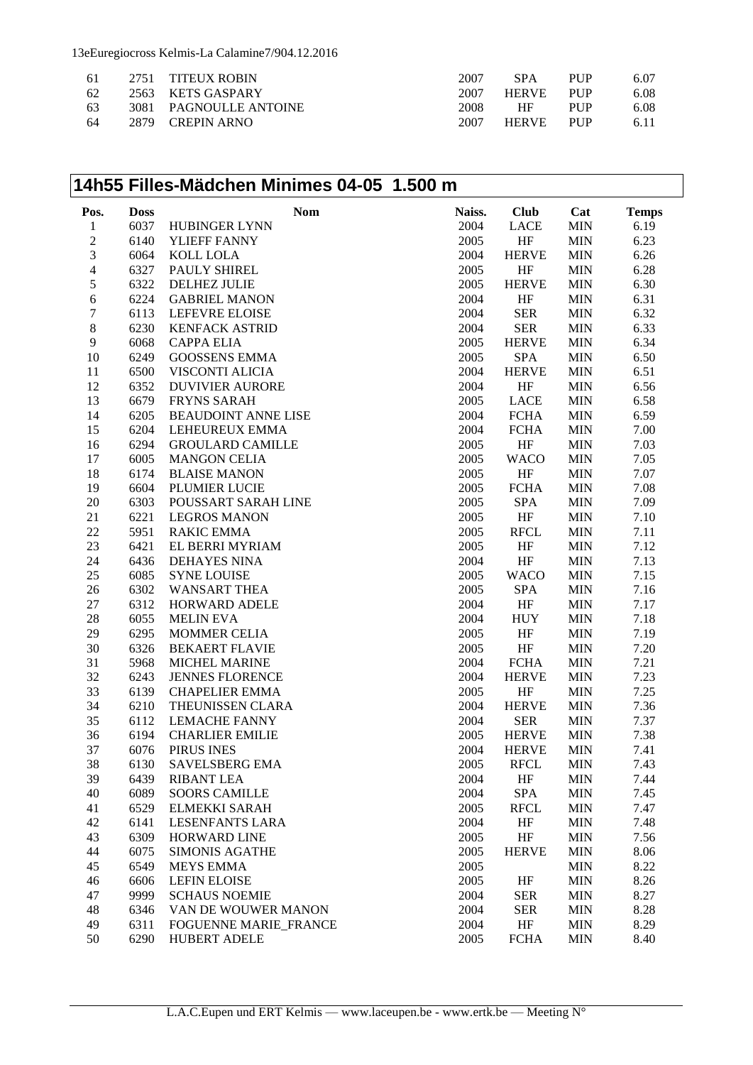| 61 | 2751 | TITEUX ROBIN | 2007 | SPA | PUP | 6.07 |
|---|---|---|---|---|---|---|
| 62 | 2563 | KETS GASPARY | 2007 | HERVE | PUP | 6.08 |
| 63 | 3081 | PAGNOULLE ANTOINE | 2008 | HF | PUP | 6.08 |
| 64 | 2879 | CREPIN ARNO | 2007 | HERVE | PUP | 6.11 |

## 14h55 Filles-Mädchen Minimes 04-05 1.500 m

| Pos. | Doss | Nom | Naiss. | Club | Cat | Temps |
|---|---|---|---|---|---|---|
| 1 | 6037 | HUBINGER LYNN | 2004 | LACE | MIN | 6.19 |
| 2 | 6140 | YLIEFF FANNY | 2005 | HF | MIN | 6.23 |
| 3 | 6064 | KOLL LOLA | 2004 | HERVE | MIN | 6.26 |
| 4 | 6327 | PAULY SHIREL | 2005 | HF | MIN | 6.28 |
| 5 | 6322 | DELHEZ JULIE | 2005 | HERVE | MIN | 6.30 |
| 6 | 6224 | GABRIEL MANON | 2004 | HF | MIN | 6.31 |
| 7 | 6113 | LEFEVRE ELOISE | 2004 | SER | MIN | 6.32 |
| 8 | 6230 | KENFACK ASTRID | 2004 | SER | MIN | 6.33 |
| 9 | 6068 | CAPPA ELIA | 2005 | HERVE | MIN | 6.34 |
| 10 | 6249 | GOOSSENS EMMA | 2005 | SPA | MIN | 6.50 |
| 11 | 6500 | VISCONTI ALICIA | 2004 | HERVE | MIN | 6.51 |
| 12 | 6352 | DUVIVIER AURORE | 2004 | HF | MIN | 6.56 |
| 13 | 6679 | FRYNS SARAH | 2005 | LACE | MIN | 6.58 |
| 14 | 6205 | BEAUDOINT ANNE LISE | 2004 | FCHA | MIN | 6.59 |
| 15 | 6204 | LEHEUREUX EMMA | 2004 | FCHA | MIN | 7.00 |
| 16 | 6294 | GROULARD CAMILLE | 2005 | HF | MIN | 7.03 |
| 17 | 6005 | MANGON CELIA | 2005 | WACO | MIN | 7.05 |
| 18 | 6174 | BLAISE MANON | 2005 | HF | MIN | 7.07 |
| 19 | 6604 | PLUMIER LUCIE | 2005 | FCHA | MIN | 7.08 |
| 20 | 6303 | POUSSART SARAH LINE | 2005 | SPA | MIN | 7.09 |
| 21 | 6221 | LEGROS MANON | 2005 | HF | MIN | 7.10 |
| 22 | 5951 | RAKIC EMMA | 2005 | RFCL | MIN | 7.11 |
| 23 | 6421 | EL BERRI MYRIAM | 2005 | HF | MIN | 7.12 |
| 24 | 6436 | DEHAYES NINA | 2004 | HF | MIN | 7.13 |
| 25 | 6085 | SYNE LOUISE | 2005 | WACO | MIN | 7.15 |
| 26 | 6302 | WANSART THEA | 2005 | SPA | MIN | 7.16 |
| 27 | 6312 | HORWARD ADELE | 2004 | HF | MIN | 7.17 |
| 28 | 6055 | MELIN EVA | 2004 | HUY | MIN | 7.18 |
| 29 | 6295 | MOMMER CELIA | 2005 | HF | MIN | 7.19 |
| 30 | 6326 | BEKAERT FLAVIE | 2005 | HF | MIN | 7.20 |
| 31 | 5968 | MICHEL MARINE | 2004 | FCHA | MIN | 7.21 |
| 32 | 6243 | JENNES FLORENCE | 2004 | HERVE | MIN | 7.23 |
| 33 | 6139 | CHAPELIER EMMA | 2005 | HF | MIN | 7.25 |
| 34 | 6210 | THEUNISSEN CLARA | 2004 | HERVE | MIN | 7.36 |
| 35 | 6112 | LEMACHE FANNY | 2004 | SER | MIN | 7.37 |
| 36 | 6194 | CHARLIER EMILIE | 2005 | HERVE | MIN | 7.38 |
| 37 | 6076 | PIRUS INES | 2004 | HERVE | MIN | 7.41 |
| 38 | 6130 | SAVELSBERG EMA | 2005 | RFCL | MIN | 7.43 |
| 39 | 6439 | RIBANT LEA | 2004 | HF | MIN | 7.44 |
| 40 | 6089 | SOORS CAMILLE | 2004 | SPA | MIN | 7.45 |
| 41 | 6529 | ELMEKKI SARAH | 2005 | RFCL | MIN | 7.47 |
| 42 | 6141 | LESENFANTS LARA | 2004 | HF | MIN | 7.48 |
| 43 | 6309 | HORWARD LINE | 2005 | HF | MIN | 7.56 |
| 44 | 6075 | SIMONIS AGATHE | 2005 | HERVE | MIN | 8.06 |
| 45 | 6549 | MEYS EMMA | 2005 | | MIN | 8.22 |
| 46 | 6606 | LEFIN ELOISE | 2005 | HF | MIN | 8.26 |
| 47 | 9999 | SCHAUS NOEMIE | 2004 | SER | MIN | 8.27 |
| 48 | 6346 | VAN DE WOUWER MANON | 2004 | SER | MIN | 8.28 |
| 49 | 6311 | FOGUENNE MARIE_FRANCE | 2004 | HF | MIN | 8.29 |
| 50 | 6290 | HUBERT ADELE | 2005 | FCHA | MIN | 8.40 |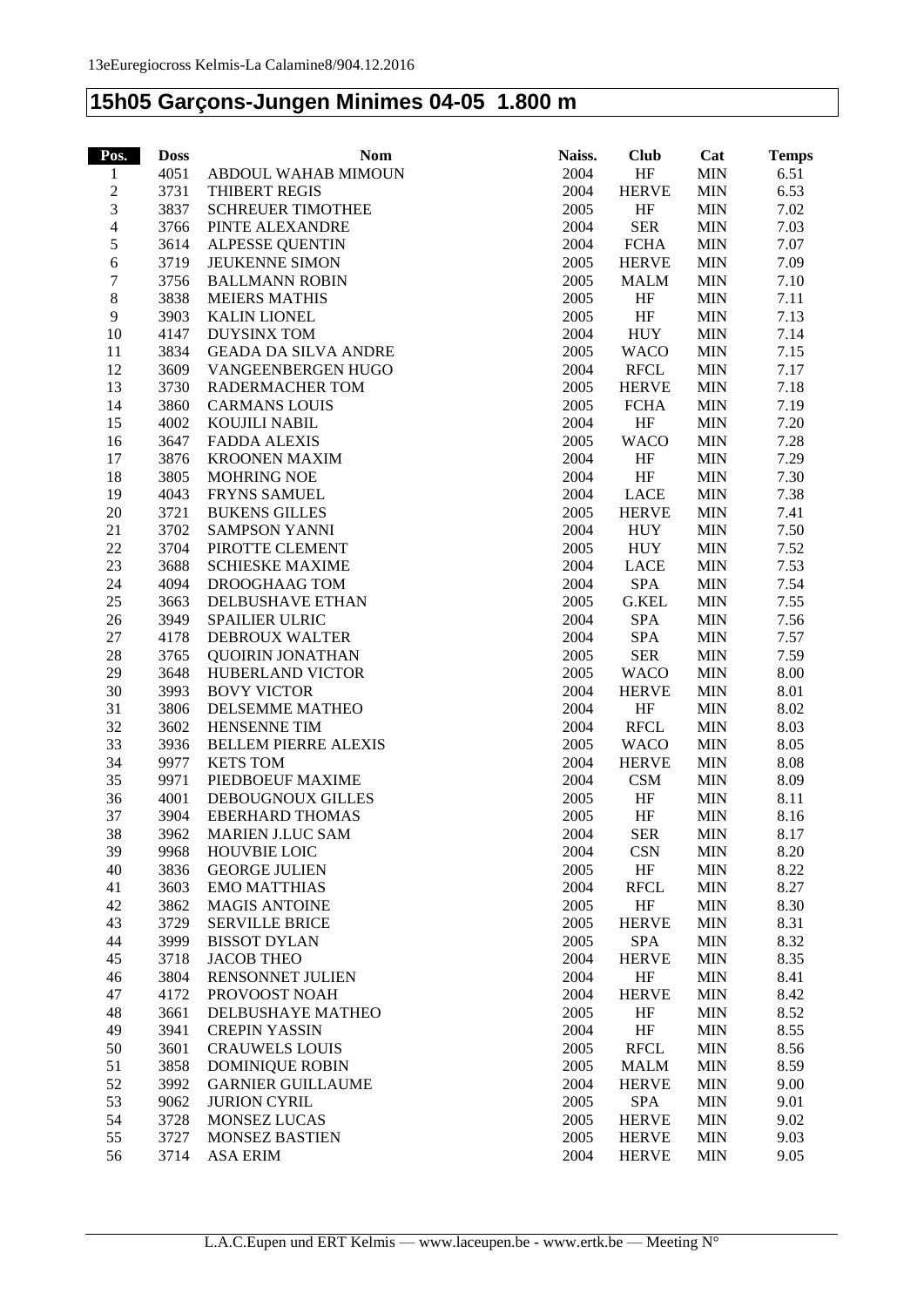13eEuregiocross Kelmis-La Calamine8/904.12.2016

# 15h05 Garçons-Jungen Minimes 04-05 1.800 m

| Pos. | Doss | Nom | Naiss. | Club | Cat | Temps |
|---|---|---|---|---|---|---|
| 1 | 4051 | ABDOUL WAHAB MIMOUN | 2004 | HF | MIN | 6.51 |
| 2 | 3731 | THIBERT REGIS | 2004 | HERVE | MIN | 6.53 |
| 3 | 3837 | SCHREUER TIMOTHEE | 2005 | HF | MIN | 7.02 |
| 4 | 3766 | PINTE ALEXANDRE | 2004 | SER | MIN | 7.03 |
| 5 | 3614 | ALPESSE QUENTIN | 2004 | FCHA | MIN | 7.07 |
| 6 | 3719 | JEUKENNE SIMON | 2005 | HERVE | MIN | 7.09 |
| 7 | 3756 | BALLMANN ROBIN | 2005 | MALM | MIN | 7.10 |
| 8 | 3838 | MEIERS MATHIS | 2005 | HF | MIN | 7.11 |
| 9 | 3903 | KALIN LIONEL | 2005 | HF | MIN | 7.13 |
| 10 | 4147 | DUYSINX TOM | 2004 | HUY | MIN | 7.14 |
| 11 | 3834 | GEADA DA SILVA ANDRE | 2005 | WACO | MIN | 7.15 |
| 12 | 3609 | VANGEENBERGEN HUGO | 2004 | RFCL | MIN | 7.17 |
| 13 | 3730 | RADERMACHER TOM | 2005 | HERVE | MIN | 7.18 |
| 14 | 3860 | CARMANS LOUIS | 2005 | FCHA | MIN | 7.19 |
| 15 | 4002 | KOUJILI NABIL | 2004 | HF | MIN | 7.20 |
| 16 | 3647 | FADDA ALEXIS | 2005 | WACO | MIN | 7.28 |
| 17 | 3876 | KROONEN MAXIM | 2004 | HF | MIN | 7.29 |
| 18 | 3805 | MOHRING NOE | 2004 | HF | MIN | 7.30 |
| 19 | 4043 | FRYNS SAMUEL | 2004 | LACE | MIN | 7.38 |
| 20 | 3721 | BUKENS GILLES | 2005 | HERVE | MIN | 7.41 |
| 21 | 3702 | SAMPSON YANNI | 2004 | HUY | MIN | 7.50 |
| 22 | 3704 | PIROTTE CLEMENT | 2005 | HUY | MIN | 7.52 |
| 23 | 3688 | SCHIESKE MAXIME | 2004 | LACE | MIN | 7.53 |
| 24 | 4094 | DROOGHAAG TOM | 2004 | SPA | MIN | 7.54 |
| 25 | 3663 | DELBUSHAVE ETHAN | 2005 | G.KEL | MIN | 7.55 |
| 26 | 3949 | SPAILIER ULRIC | 2004 | SPA | MIN | 7.56 |
| 27 | 4178 | DEBROUX WALTER | 2004 | SPA | MIN | 7.57 |
| 28 | 3765 | QUOIRIN JONATHAN | 2005 | SER | MIN | 7.59 |
| 29 | 3648 | HUBERLAND VICTOR | 2005 | WACO | MIN | 8.00 |
| 30 | 3993 | BOVY VICTOR | 2004 | HERVE | MIN | 8.01 |
| 31 | 3806 | DELSEMME MATHEO | 2004 | HF | MIN | 8.02 |
| 32 | 3602 | HENSENNE TIM | 2004 | RFCL | MIN | 8.03 |
| 33 | 3936 | BELLEM PIERRE ALEXIS | 2005 | WACO | MIN | 8.05 |
| 34 | 9977 | KETS TOM | 2004 | HERVE | MIN | 8.08 |
| 35 | 9971 | PIEDBOEUF MAXIME | 2004 | CSM | MIN | 8.09 |
| 36 | 4001 | DEBOUGNOUX GILLES | 2005 | HF | MIN | 8.11 |
| 37 | 3904 | EBERHARD THOMAS | 2005 | HF | MIN | 8.16 |
| 38 | 3962 | MARIEN J.LUC SAM | 2004 | SER | MIN | 8.17 |
| 39 | 9968 | HOUVBIE LOIC | 2004 | CSN | MIN | 8.20 |
| 40 | 3836 | GEORGE JULIEN | 2005 | HF | MIN | 8.22 |
| 41 | 3603 | EMO MATTHIAS | 2004 | RFCL | MIN | 8.27 |
| 42 | 3862 | MAGIS ANTOINE | 2005 | HF | MIN | 8.30 |
| 43 | 3729 | SERVILLE BRICE | 2005 | HERVE | MIN | 8.31 |
| 44 | 3999 | BISSOT DYLAN | 2005 | SPA | MIN | 8.32 |
| 45 | 3718 | JACOB THEO | 2004 | HERVE | MIN | 8.35 |
| 46 | 3804 | RENSONNET JULIEN | 2004 | HF | MIN | 8.41 |
| 47 | 4172 | PROVOOST NOAH | 2004 | HERVE | MIN | 8.42 |
| 48 | 3661 | DELBUSHAYE MATHEO | 2005 | HF | MIN | 8.52 |
| 49 | 3941 | CREPIN YASSIN | 2004 | HF | MIN | 8.55 |
| 50 | 3601 | CRAUWELS LOUIS | 2005 | RFCL | MIN | 8.56 |
| 51 | 3858 | DOMINIQUE ROBIN | 2005 | MALM | MIN | 8.59 |
| 52 | 3992 | GARNIER GUILLAUME | 2004 | HERVE | MIN | 9.00 |
| 53 | 9062 | JURION CYRIL | 2005 | SPA | MIN | 9.01 |
| 54 | 3728 | MONSEZ LUCAS | 2005 | HERVE | MIN | 9.02 |
| 55 | 3727 | MONSEZ BASTIEN | 2005 | HERVE | MIN | 9.03 |
| 56 | 3714 | ASA ERIM | 2004 | HERVE | MIN | 9.05 |

L.A.C.Eupen und ERT Kelmis — www.laceupen.be - www.ertk.be — Meeting N°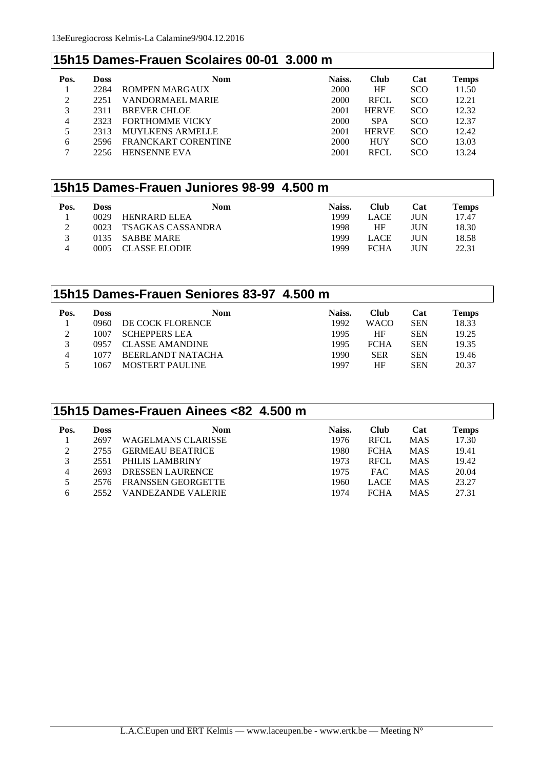## 15h15 Dames-Frauen Scolaires 00-01 3.000 m

| Pos. | Doss | Nom | Naiss. | Club | Cat | Temps |
|---|---|---|---|---|---|---|
| 1 | 2284 | ROMPEN MARGAUX | 2000 | HF | SCO | 11.50 |
| 2 | 2251 | VANDORMAEL MARIE | 2000 | RFCL | SCO | 12.21 |
| 3 | 2311 | BREVER CHLOE | 2001 | HERVE | SCO | 12.32 |
| 4 | 2323 | FORTHOMME VICKY | 2000 | SPA | SCO | 12.37 |
| 5 | 2313 | MUYLKENS ARMELLE | 2001 | HERVE | SCO | 12.42 |
| 6 | 2596 | FRANCKART CORENTINE | 2000 | HUY | SCO | 13.03 |
| 7 | 2256 | HENSENNE EVA | 2001 | RFCL | SCO | 13.24 |

## 15h15 Dames-Frauen Juniores 98-99 4.500 m

| Pos. | Doss | Nom | Naiss. | Club | Cat | Temps |
|---|---|---|---|---|---|---|
| 1 | 0029 | HENRARD ELEA | 1999 | LACE | JUN | 17.47 |
| 2 | 0023 | TSAGKAS CASSANDRA | 1998 | HF | JUN | 18.30 |
| 3 | 0135 | SABBE MARE | 1999 | LACE | JUN | 18.58 |
| 4 | 0005 | CLASSE ELODIE | 1999 | FCHA | JUN | 22.31 |

## 15h15 Dames-Frauen Seniores 83-97 4.500 m

| Pos. | Doss | Nom | Naiss. | Club | Cat | Temps |
|---|---|---|---|---|---|---|
| 1 | 0960 | DE COCK FLORENCE | 1992 | WACO | SEN | 18.33 |
| 2 | 1007 | SCHEPPERS LEA | 1995 | HF | SEN | 19.25 |
| 3 | 0957 | CLASSE AMANDINE | 1995 | FCHA | SEN | 19.35 |
| 4 | 1077 | BEERLANDT NATACHA | 1990 | SER | SEN | 19.46 |
| 5 | 1067 | MOSTERT PAULINE | 1997 | HF | SEN | 20.37 |

## 15h15 Dames-Frauen Ainees <82 4.500 m

| Pos. | Doss | Nom | Naiss. | Club | Cat | Temps |
|---|---|---|---|---|---|---|
| 1 | 2697 | WAGELMANS CLARISSE | 1976 | RFCL | MAS | 17.30 |
| 2 | 2755 | GERMEAU BEATRICE | 1980 | FCHA | MAS | 19.41 |
| 3 | 2551 | PHILIS LAMBRINY | 1973 | RFCL | MAS | 19.42 |
| 4 | 2693 | DRESSEN LAURENCE | 1975 | FAC | MAS | 20.04 |
| 5 | 2576 | FRANSSEN GEORGETTE | 1960 | LACE | MAS | 23.27 |
| 6 | 2552 | VANDEZANDE VALERIE | 1974 | FCHA | MAS | 27.31 |